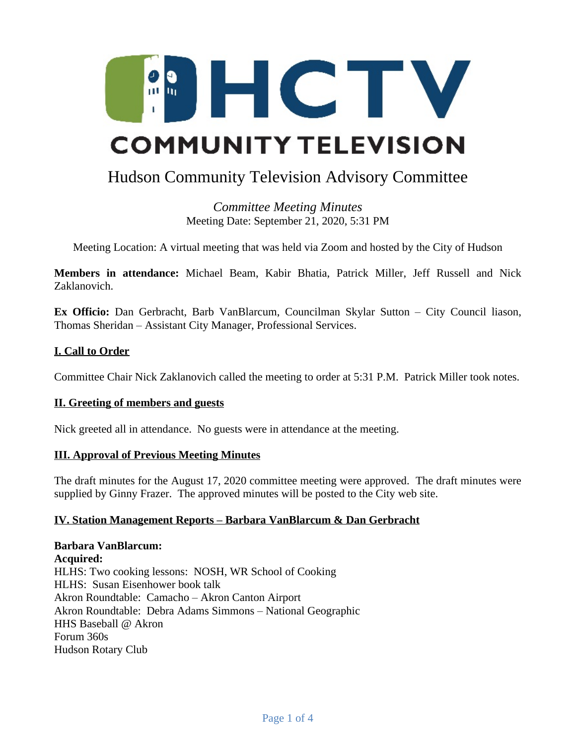# HCTV COMMUNITY TELEVISION

## Hudson Community Television Advisory Committee

*Committee Meeting Minutes*
Meeting Date: September 21, 2020, 5:31 PM

Meeting Location: A virtual meeting that was held via Zoom and hosted by the City of Hudson

**Members in attendance:** Michael Beam, Kabir Bhatia, Patrick Miller, Jeff Russell and Nick Zaklanovich.

**Ex Officio:** Dan Gerbracht, Barb VanBlarcum, Councilman Skylar Sutton – City Council liason, Thomas Sheridan – Assistant City Manager, Professional Services.

### I. Call to Order

Committee Chair Nick Zaklanovich called the meeting to order at 5:31 P.M. Patrick Miller took notes.

### II. Greeting of members and guests

Nick greeted all in attendance. No guests were in attendance at the meeting.

### III. Approval of Previous Meeting Minutes

The draft minutes for the August 17, 2020 committee meeting were approved. The draft minutes were supplied by Ginny Frazer. The approved minutes will be posted to the City web site.

### IV. Station Management Reports – Barbara VanBlarcum & Dan Gerbracht

**Barbara VanBlarcum:**
**Acquired:**
HLHS: Two cooking lessons: NOSH, WR School of Cooking
HLHS: Susan Eisenhower book talk
Akron Roundtable: Camacho – Akron Canton Airport
Akron Roundtable: Debra Adams Simmons – National Geographic
HHS Baseball @ Akron
Forum 360s
Hudson Rotary Club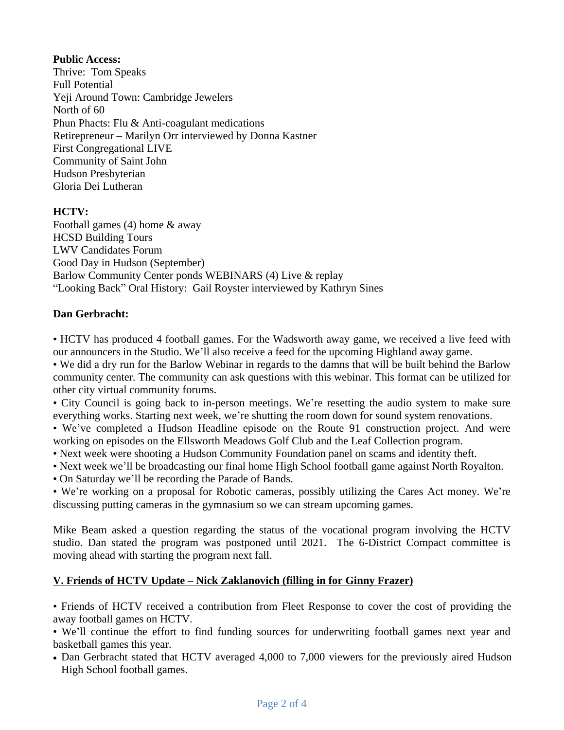**Public Access:**
Thrive: Tom Speaks
Full Potential
Yeji Around Town: Cambridge Jewelers
North of 60
Phun Phacts: Flu & Anti-coagulant medications
Retirepreneur – Marilyn Orr interviewed by Donna Kastner
First Congregational LIVE
Community of Saint John
Hudson Presbyterian
Gloria Dei Lutheran

**HCTV:**
Football games (4) home & away
HCSD Building Tours
LWV Candidates Forum
Good Day in Hudson (September)
Barlow Community Center ponds WEBINARS (4) Live & replay
"Looking Back" Oral History: Gail Royster interviewed by Kathryn Sines

**Dan Gerbracht:**

• HCTV has produced 4 football games. For the Wadsworth away game, we received a live feed with our announcers in the Studio. We'll also receive a feed for the upcoming Highland away game.
• We did a dry run for the Barlow Webinar in regards to the damns that will be built behind the Barlow community center. The community can ask questions with this webinar. This format can be utilized for other city virtual community forums.
• City Council is going back to in-person meetings. We're resetting the audio system to make sure everything works. Starting next week, we're shutting the room down for sound system renovations.
• We've completed a Hudson Headline episode on the Route 91 construction project. And were working on episodes on the Ellsworth Meadows Golf Club and the Leaf Collection program.
• Next week were shooting a Hudson Community Foundation panel on scams and identity theft.
• Next week we'll be broadcasting our final home High School football game against North Royalton.
• On Saturday we'll be recording the Parade of Bands.
• We're working on a proposal for Robotic cameras, possibly utilizing the Cares Act money. We're discussing putting cameras in the gymnasium so we can stream upcoming games.

Mike Beam asked a question regarding the status of the vocational program involving the HCTV studio. Dan stated the program was postponed until 2021. The 6-District Compact committee is moving ahead with starting the program next fall.

## V. Friends of HCTV Update – Nick Zaklanovich (filling in for Ginny Frazer)

• Friends of HCTV received a contribution from Fleet Response to cover the cost of providing the away football games on HCTV.
• We'll continue the effort to find funding sources for underwriting football games next year and basketball games this year.
• Dan Gerbracht stated that HCTV averaged 4,000 to 7,000 viewers for the previously aired Hudson High School football games.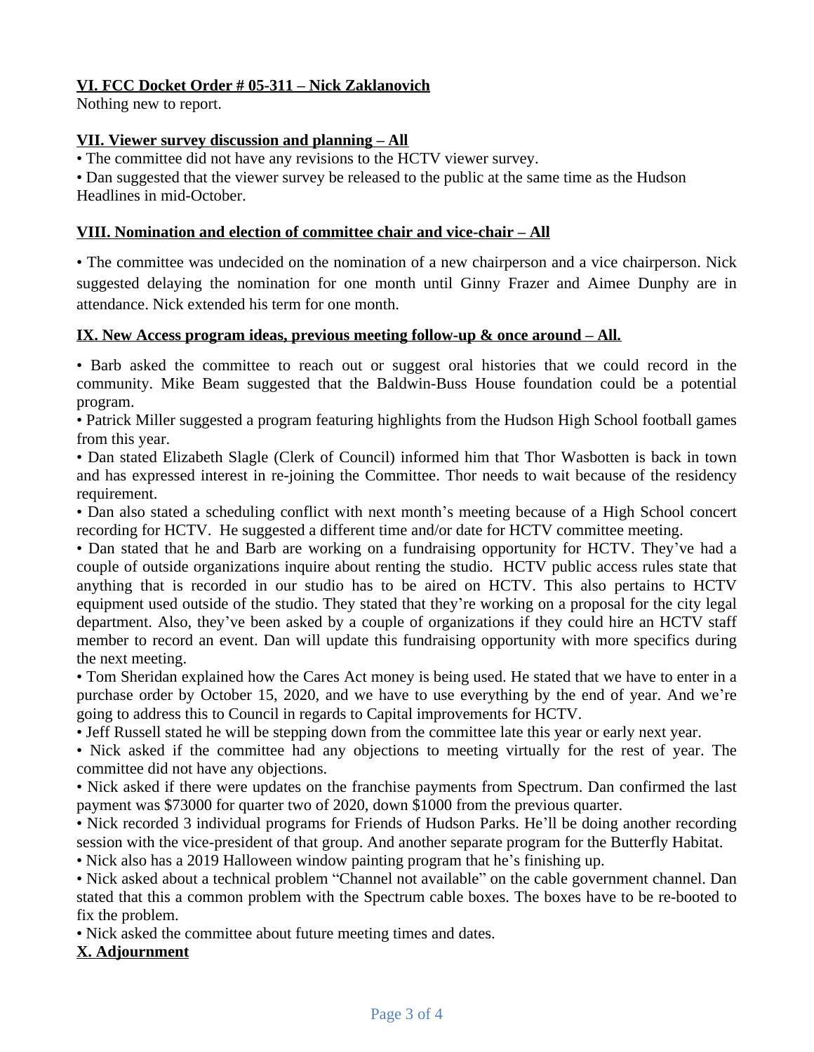**VI. FCC Docket Order # 05-311 – Nick Zaklanovich**

Nothing new to report.

**VII. Viewer survey discussion and planning – All**

• The committee did not have any revisions to the HCTV viewer survey.
• Dan suggested that the viewer survey be released to the public at the same time as the Hudson Headlines in mid-October.

**VIII. Nomination and election of committee chair and vice-chair – All**

• The committee was undecided on the nomination of a new chairperson and a vice chairperson. Nick suggested delaying the nomination for one month until Ginny Frazer and Aimee Dunphy are in attendance. Nick extended his term for one month.

**IX. New Access program ideas, previous meeting follow-up & once around – All.**

• Barb asked the committee to reach out or suggest oral histories that we could record in the community. Mike Beam suggested that the Baldwin-Buss House foundation could be a potential program.
• Patrick Miller suggested a program featuring highlights from the Hudson High School football games from this year.
• Dan stated Elizabeth Slagle (Clerk of Council) informed him that Thor Wasbotten is back in town and has expressed interest in re-joining the Committee. Thor needs to wait because of the residency requirement.
• Dan also stated a scheduling conflict with next month's meeting because of a High School concert recording for HCTV. He suggested a different time and/or date for HCTV committee meeting.
• Dan stated that he and Barb are working on a fundraising opportunity for HCTV. They've had a couple of outside organizations inquire about renting the studio. HCTV public access rules state that anything that is recorded in our studio has to be aired on HCTV. This also pertains to HCTV equipment used outside of the studio. They stated that they're working on a proposal for the city legal department. Also, they've been asked by a couple of organizations if they could hire an HCTV staff member to record an event. Dan will update this fundraising opportunity with more specifics during the next meeting.
• Tom Sheridan explained how the Cares Act money is being used. He stated that we have to enter in a purchase order by October 15, 2020, and we have to use everything by the end of year. And we're going to address this to Council in regards to Capital improvements for HCTV.
• Jeff Russell stated he will be stepping down from the committee late this year or early next year.
• Nick asked if the committee had any objections to meeting virtually for the rest of year. The committee did not have any objections.
• Nick asked if there were updates on the franchise payments from Spectrum. Dan confirmed the last payment was $73000 for quarter two of 2020, down $1000 from the previous quarter.
• Nick recorded 3 individual programs for Friends of Hudson Parks. He'll be doing another recording session with the vice-president of that group. And another separate program for the Butterfly Habitat.
• Nick also has a 2019 Halloween window painting program that he's finishing up.
• Nick asked about a technical problem "Channel not available" on the cable government channel. Dan stated that this a common problem with the Spectrum cable boxes. The boxes have to be re-booted to fix the problem.
• Nick asked the committee about future meeting times and dates.

**X. Adjournment**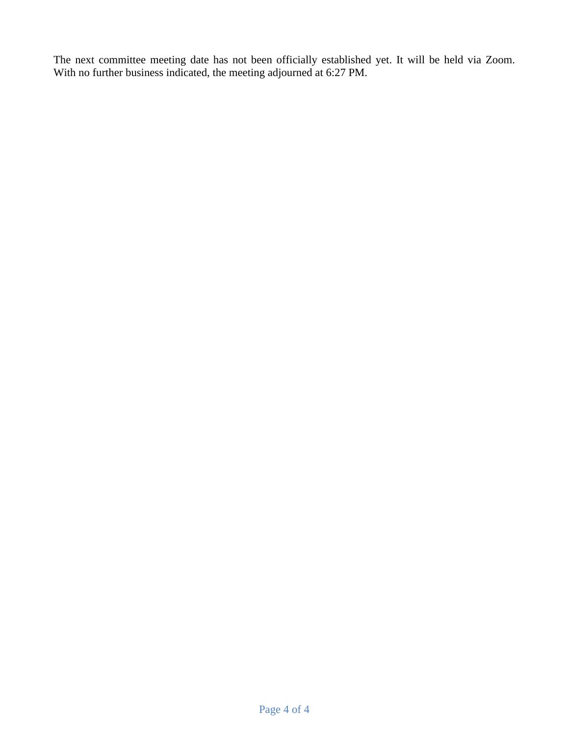The next committee meeting date has not been officially established yet. It will be held via Zoom. With no further business indicated, the meeting adjourned at 6:27 PM.